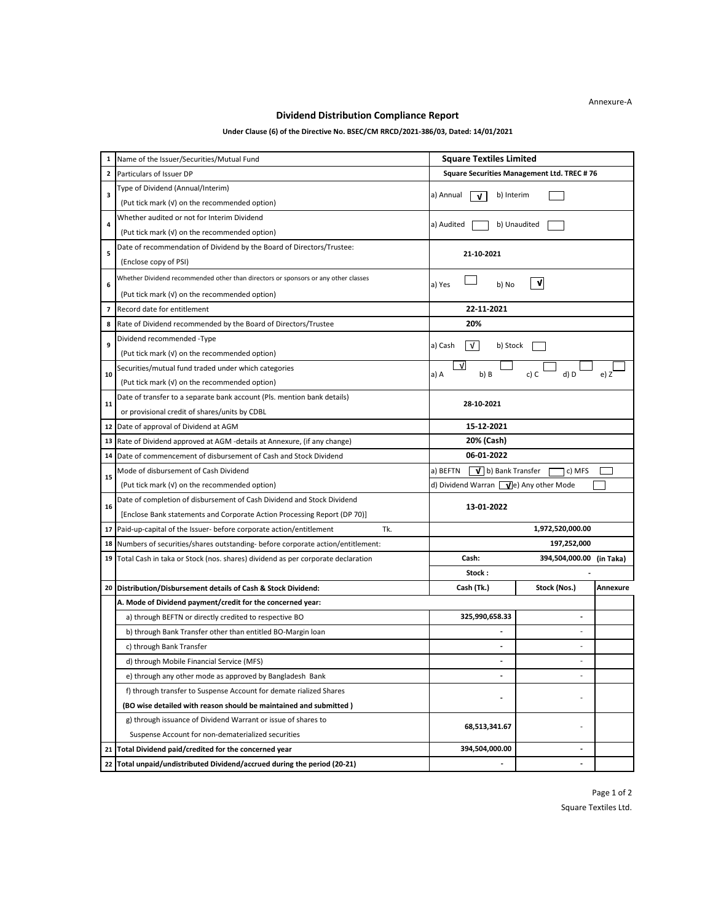Annexure-A

## Dividend Distribution Compliance Report

**Under Clause (6) of the Directive No. BSEC/CM RRCD/2021-386/03, Dated: 14/01/2021**

| | | | | |
|---|---|---|---|---|
| 1 | Name of the Issuer/Securities/Mutual Fund | **Square Textiles Limited** | | |
| 2 | Particulars of Issuer DP | **Square Securities Management Ltd. TREC # 76** | | |
| 3 | Type of Dividend (Annual/Interim)<br>(Put tick mark (√) on the recommended option) | a) Annual [√] b) Interim [ ] | | |
| 4 | Whether audited or not for Interim Dividend<br>(Put tick mark (√) on the recommended option) | a) Audited [ ] b) Unaudited [ ] | | |
| 5 | Date of recommendation of Dividend by the Board of Directors/Trustee:<br>(Enclose copy of PSI) | **21-10-2021** | | |
| 6 | Whether Dividend recommended other than directors or sponsors or any other classes<br>(Put tick mark (√) on the recommended option) | a) Yes [ ] b) No [√] | | |
| 7 | Record date for entitlement | **22-11-2021** | | |
| 8 | Rate of Dividend recommended by the Board of Directors/Trustee | **20%** | | |
| 9 | Dividend recommended -Type<br>(Put tick mark (√) on the recommended option) | a) Cash [√] b) Stock [ ] | | |
| 10 | Securities/mutual fund traded under which categories<br>(Put tick mark (√) on the recommended option) | a) A [√] b) B [ ] c) C [ ] d) D [ ] e) Z [ ] | | |
| 11 | Date of transfer to a separate bank account (Pls. mention bank details) or provisional credit of shares/units by CDBL | **28-10-2021** | | |
| 12 | Date of approval of Dividend at AGM | **15-12-2021** | | |
| 13 | Rate of Dividend approved at AGM -details at Annexure, (if any change) | **20% (Cash)** | | |
| 14 | Date of commencement of disbursement of Cash and Stock Dividend | **06-01-2022** | | |
| 15 | Mode of disbursement of Cash Dividend<br>(Put tick mark (√) on the recommended option) | a) BEFTN [√] b) Bank Transfer [ ] c) MFS [ ]<br>d) Dividend Warran [√] e) Any other Mode [ ] | | |
| 16 | Date of completion of disbursement of Cash Dividend and Stock Dividend<br>[Enclose Bank statements and Corporate Action Processing Report (DP 70)] | **13-01-2022** | | |
| 17 | Paid-up-capital of the Issuer- before corporate action/entitlement Tk. | **1,972,520,000.00** | | |
| 18 | Numbers of securities/shares outstanding- before corporate action/entitlement: | **197,252,000** | | |
| 19 | Total Cash in taka or Stock (nos. shares) dividend as per corporate declaration | **Cash: 394,504,000.00 (in Taka)**<br>**Stock : -** | | |
| 20 | **Distribution/Disbursement details of Cash & Stock Dividend:** | **Cash (Tk.)** | **Stock (Nos.)** | **Annexure** |
| | **A. Mode of Dividend payment/credit for the concerned year:** | | | |
| | a) through BEFTN or directly credited to respective BO | **325,990,658.33** | - | |
| | b) through Bank Transfer other than entitled BO-Margin loan | - | - | |
| | c) through Bank Transfer | - | - | |
| | d) through Mobile Financial Service (MFS) | - | - | |
| | e) through any other mode as approved by Bangladesh Bank | - | - | |
| | f) through transfer to Suspense Account for demate rialized Shares<br>**(BO wise detailed with reason should be maintained and submitted )** | - | - | |
| | g) through issuance of Dividend Warrant or issue of shares to Suspense Account for non-dematerialized securities | **68,513,341.67** | - | |
| 21 | **Total Dividend paid/credited for the concerned year** | **394,504,000.00** | - | |
| 22 | **Total unpaid/undistributed Dividend/accrued during the period (20-21)** | - | - | |

Square Textiles Ltd.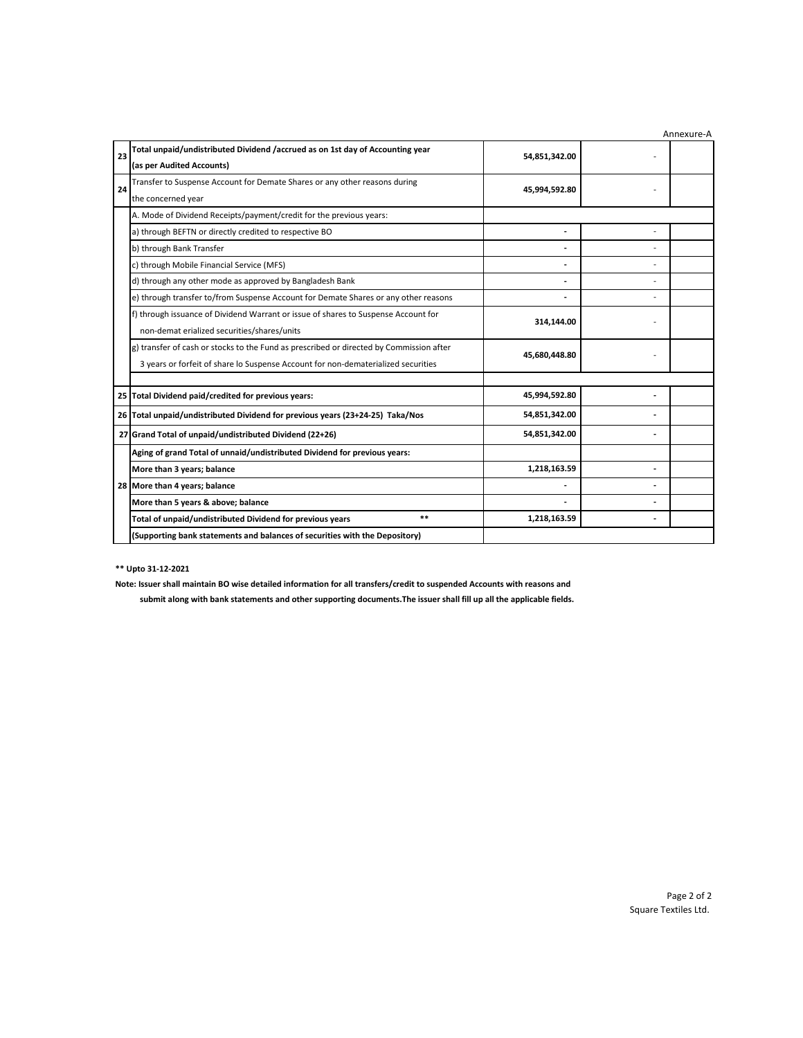Annexure-A

| | | | | |
|---|---|---|---|---|
| 23 | **Total unpaid/undistributed Dividend /accrued as on 1st day of Accounting year (as per Audited Accounts)** | **54,851,342.00** | - | |
| 24 | Transfer to Suspense Account for Demate Shares or any other reasons during the concerned year | **45,994,592.80** | - | |
| | A. Mode of Dividend Receipts/payment/credit for the previous years: | | | |
| | a) through BEFTN or directly credited to respective BO | - | - | |
| | b) through Bank Transfer | - | - | |
| | c) through Mobile Financial Service (MFS) | - | - | |
| | d) through any other mode as approved by Bangladesh Bank | - | - | |
| | e) through transfer to/from Suspense Account for Demate Shares or any other reasons | - | - | |
| | f) through issuance of Dividend Warrant or issue of shares to Suspense Account for non-demat erialized securities/shares/units | **314,144.00** | - | |
| | g) transfer of cash or stocks to the Fund as prescribed or directed by Commission after 3 years or forfeit of share lo Suspense Account for non-dematerialized securities | **45,680,448.80** | - | |
| | | | | |
| 25 | **Total Dividend paid/credited for previous years:** | **45,994,592.80** | - | |
| 26 | **Total unpaid/undistributed Dividend for previous years (23+24-25) Taka/Nos** | **54,851,342.00** | - | |
| 27 | **Grand Total of unpaid/undistributed Dividend (22+26)** | **54,851,342.00** | - | |
| | **Aging of grand Total of unnaid/undistributed Dividend for previous years:** | | | |
| 28 | **More than 3 years; balance** | **1,218,163.59** | - | |
| | **More than 4 years; balance** | - | - | |
| | **More than 5 years & above; balance** | - | - | |
| | **Total of unpaid/undistributed Dividend for previous years** ** | **1,218,163.59** | - | |
| | **(Supporting bank statements and balances of securities with the Depository)** | | | |

**** Upto 31-12-2021**

**Note: Issuer shall maintain BO wise detailed information for all transfers/credit to suspended Accounts with reasons and submit along with bank statements and other supporting documents.The issuer shall fill up all the applicable fields.**

Square Textiles Ltd.